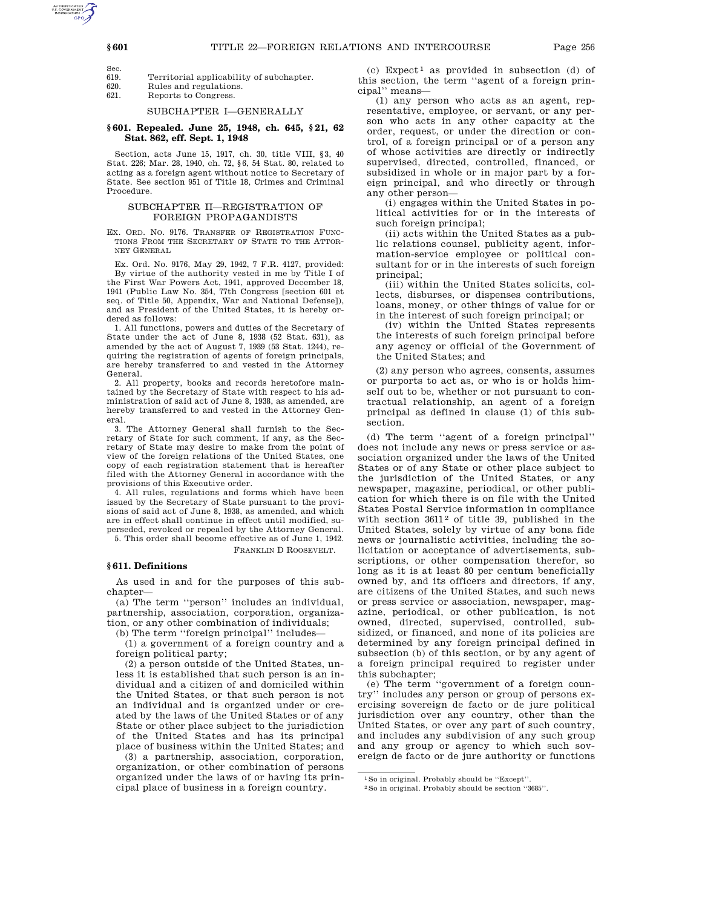| Sec. | |
|---|---|
| 619. | Territorial applicability of subchapter. |
| 620. | Rules and regulations. |
| 621. | Reports to Congress. |

## SUBCHAPTER I—GENERALLY

### § 601. Repealed. June 25, 1948, ch. 645, § 21, 62 Stat. 862, eff. Sept. 1, 1948

Section, acts June 15, 1917, ch. 30, title VIII, §3, 40 Stat. 226; Mar. 28, 1940, ch. 72, §6, 54 Stat. 80, related to acting as a foreign agent without notice to Secretary of State. See section 951 of Title 18, Crimes and Criminal Procedure.

## SUBCHAPTER II—REGISTRATION OF FOREIGN PROPAGANDISTS

EX. ORD. NO. 9176. TRANSFER OF REGISTRATION FUNCTIONS FROM THE SECRETARY OF STATE TO THE ATTORNEY GENERAL

Ex. Ord. No. 9176, May 29, 1942, 7 F.R. 4127, provided:

By virtue of the authority vested in me by Title I of the First War Powers Act, 1941, approved December 18, 1941 (Public Law No. 354, 77th Congress [section 601 et seq. of Title 50, Appendix, War and National Defense]), and as President of the United States, it is hereby ordered as follows:

1. All functions, powers and duties of the Secretary of State under the act of June 8, 1938 (52 Stat. 631), as amended by the act of August 7, 1939 (53 Stat. 1244), requiring the registration of agents of foreign principals, are hereby transferred to and vested in the Attorney General.

2. All property, books and records heretofore maintained by the Secretary of State with respect to his administration of said act of June 8, 1938, as amended, are hereby transferred to and vested in the Attorney General.

3. The Attorney General shall furnish to the Secretary of State for such comment, if any, as the Secretary of State may desire to make from the point of view of the foreign relations of the United States, one copy of each registration statement that is hereafter filed with the Attorney General in accordance with the provisions of this Executive order.

4. All rules, regulations and forms which have been issued by the Secretary of State pursuant to the provisions of said act of June 8, 1938, as amended, and which are in effect shall continue in effect until modified, superseded, revoked or repealed by the Attorney General.

5. This order shall become effective as of June 1, 1942.

FRANKLIN D ROOSEVELT.

### § 611. Definitions

As used in and for the purposes of this subchapter—

(a) The term "person" includes an individual, partnership, association, corporation, organization, or any other combination of individuals;

(b) The term "foreign principal" includes—

(1) a government of a foreign country and a foreign political party;

(2) a person outside of the United States, unless it is established that such person is an individual and a citizen of and domiciled within the United States, or that such person is not an individual and is organized under or created by the laws of the United States or of any State or other place subject to the jurisdiction of the United States and has its principal place of business within the United States; and

(3) a partnership, association, corporation, organization, or other combination of persons organized under the laws of or having its principal place of business in a foreign country.

(c) Expect[1] as provided in subsection (d) of this section, the term "agent of a foreign principal" means—

(1) any person who acts as an agent, representative, employee, or servant, or any person who acts in any other capacity at the order, request, or under the direction or control, of a foreign principal or of a person any of whose activities are directly or indirectly supervised, directed, controlled, financed, or subsidized in whole or in major part by a foreign principal, and who directly or through any other person—

(i) engages within the United States in political activities for or in the interests of such foreign principal;

(ii) acts within the United States as a public relations counsel, publicity agent, information-service employee or political consultant for or in the interests of such foreign principal;

(iii) within the United States solicits, collects, disburses, or dispenses contributions, loans, money, or other things of value for or in the interest of such foreign principal; or

(iv) within the United States represents the interests of such foreign principal before any agency or official of the Government of the United States; and

(2) any person who agrees, consents, assumes or purports to act as, or who is or holds himself out to be, whether or not pursuant to contractual relationship, an agent of a foreign principal as defined in clause (1) of this subsection.

(d) The term "agent of a foreign principal" does not include any news or press service or association organized under the laws of the United States or of any State or other place subject to the jurisdiction of the United States, or any newspaper, magazine, periodical, or other publication for which there is on file with the United States Postal Service information in compliance with section 3611[2] of title 39, published in the United States, solely by virtue of any bona fide news or journalistic activities, including the solicitation or acceptance of advertisements, subscriptions, or other compensation therefor, so long as it is at least 80 per centum beneficially owned by, and its officers and directors, if any, are citizens of the United States, and such news or press service or association, newspaper, magazine, periodical, or other publication, is not owned, directed, supervised, controlled, subsidized, or financed, and none of its policies are determined by any foreign principal defined in subsection (b) of this section, or by any agent of a foreign principal required to register under this subchapter;

(e) The term "government of a foreign country" includes any person or group of persons exercising sovereign de facto or de jure political jurisdiction over any country, other than the United States, or over any part of such country, and includes any subdivision of any such group and any group or agency to which such sovereign de facto or de jure authority or functions

[1] So in original. Probably should be "Except".

[2] So in original. Probably should be section "3685".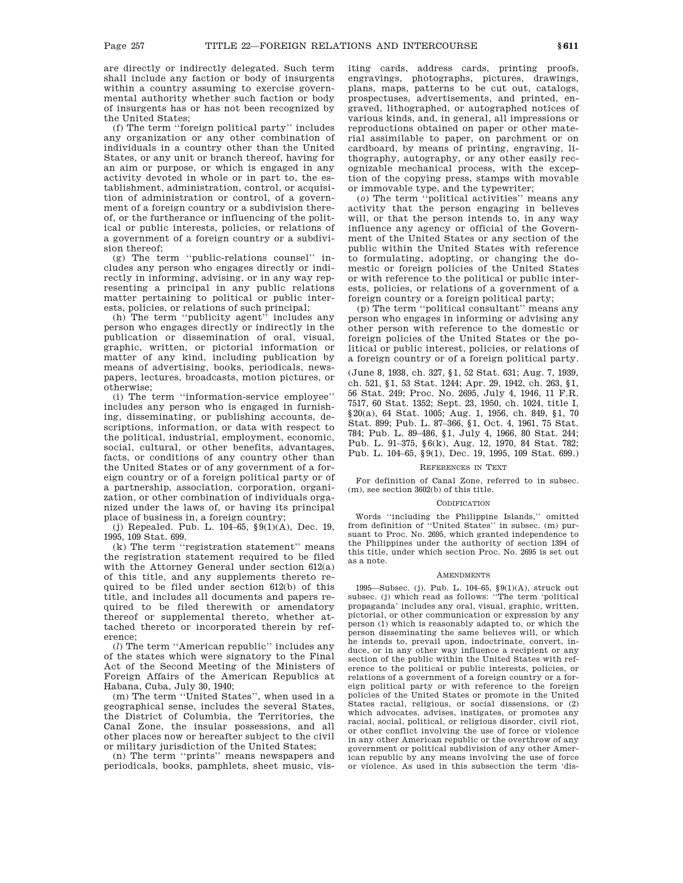are directly or indirectly delegated. Such term shall include any faction or body of insurgents within a country assuming to exercise governmental authority whether such faction or body of insurgents has or has not been recognized by the United States;

(f) The term ''foreign political party'' includes any organization or any other combination of individuals in a country other than the United States, or any unit or branch thereof, having for an aim or purpose, or which is engaged in any activity devoted in whole or in part to, the establishment, administration, control, or acquisition of administration or control, of a government of a foreign country or a subdivision thereof, or the furtherance or influencing of the political or public interests, policies, or relations of a government of a foreign country or a subdivision thereof;

(g) The term ''public-relations counsel'' includes any person who engages directly or indirectly in informing, advising, or in any way representing a principal in any public relations matter pertaining to political or public interests, policies, or relations of such principal;

(h) The term ''publicity agent'' includes any person who engages directly or indirectly in the publication or dissemination of oral, visual, graphic, written, or pictorial information or matter of any kind, including publication by means of advertising, books, periodicals, newspapers, lectures, broadcasts, motion pictures, or otherwise;

(i) The term ''information-service employee'' includes any person who is engaged in furnishing, disseminating, or publishing accounts, descriptions, information, or data with respect to the political, industrial, employment, economic, social, cultural, or other benefits, advantages, facts, or conditions of any country other than the United States or of any government of a foreign country or of a foreign political party or of a partnership, association, corporation, organization, or other combination of individuals organized under the laws of, or having its principal place of business in, a foreign country;

(j) Repealed. Pub. L. 104–65, §9(1)(A), Dec. 19, 1995, 109 Stat. 699.

(k) The term ''registration statement'' means the registration statement required to be filed with the Attorney General under section 612(a) of this title, and any supplements thereto required to be filed under section 612(b) of this title, and includes all documents and papers required to be filed therewith or amendatory thereof or supplemental thereto, whether attached thereto or incorporated therein by reference;

(*l*) The term ''American republic'' includes any of the states which were signatory to the Final Act of the Second Meeting of the Ministers of Foreign Affairs of the American Republics at Habana, Cuba, July 30, 1940;

(m) The term ''United States'', when used in a geographical sense, includes the several States, the District of Columbia, the Territories, the Canal Zone, the insular possessions, and all other places now or hereafter subject to the civil or military jurisdiction of the United States;

(n) The term ''prints'' means newspapers and periodicals, books, pamphlets, sheet music, visiting cards, address cards, printing proofs, engravings, photographs, pictures, drawings, plans, maps, patterns to be cut out, catalogs, prospectuses, advertisements, and printed, engraved, lithographed, or autographed notices of various kinds, and, in general, all impressions or reproductions obtained on paper or other material assimilable to paper, on parchment or on cardboard, by means of printing, engraving, lithography, autography, or any other easily recognizable mechanical process, with the exception of the copying press, stamps with movable or immovable type, and the typewriter;

(*o*) The term ''political activities'' means any activity that the person engaging in believes will, or that the person intends to, in any way influence any agency or official of the Government of the United States or any section of the public within the United States with reference to formulating, adopting, or changing the domestic or foreign policies of the United States or with reference to the political or public interests, policies, or relations of a government of a foreign country or a foreign political party;

(p) The term ''political consultant'' means any person who engages in informing or advising any other person with reference to the domestic or foreign policies of the United States or the political or public interest, policies, or relations of a foreign country or of a foreign political party.

(June 8, 1938, ch. 327, §1, 52 Stat. 631; Aug. 7, 1939, ch. 521, §1, 53 Stat. 1244; Apr. 29, 1942, ch. 263, §1, 56 Stat. 249; Proc. No. 2695, July 4, 1946, 11 F.R. 7517, 60 Stat. 1352; Sept. 23, 1950, ch. 1024, title I, §20(a), 64 Stat. 1005; Aug. 1, 1956, ch. 849, §1, 70 Stat. 899; Pub. L. 87–366, §1, Oct. 4, 1961, 75 Stat. 784; Pub. L. 89–486, §1, July 4, 1966, 80 Stat. 244; Pub. L. 91–375, §6(k), Aug. 12, 1970, 84 Stat. 782; Pub. L. 104–65, §9(1), Dec. 19, 1995, 109 Stat. 699.)

REFERENCES IN TEXT

For definition of Canal Zone, referred to in subsec. (m), see section 3602(b) of this title.

CODIFICATION

Words ''including the Philippine Islands,'' omitted from definition of ''United States'' in subsec. (m) pursuant to Proc. No. 2695, which granted independence to the Philippines under the authority of section 1394 of this title, under which section Proc. No. 2695 is set out as a note.

AMENDMENTS

1995—Subsec. (j). Pub. L. 104–65, §9(1)(A), struck out subsec. (j) which read as follows: ''The term 'political propaganda' includes any oral, visual, graphic, written, pictorial, or other communication or expression by any person (1) which is reasonably adapted to, or which the person disseminating the same believes will, or which he intends to, prevail upon, indoctrinate, convert, induce, or in any other way influence a recipient or any section of the public within the United States with reference to the political or public interests, policies, or relations of a government of a foreign country or a foreign political party or with reference to the foreign policies of the United States or promote in the United States racial, religious, or social dissensions, or (2) which advocates, advises, instigates, or promotes any racial, social, political, or religious disorder, civil riot, or other conflict involving the use of force or violence in any other American republic or the overthrow of any government or political subdivision of any other American republic by any means involving the use of force or violence. As used in this subsection the term 'dis-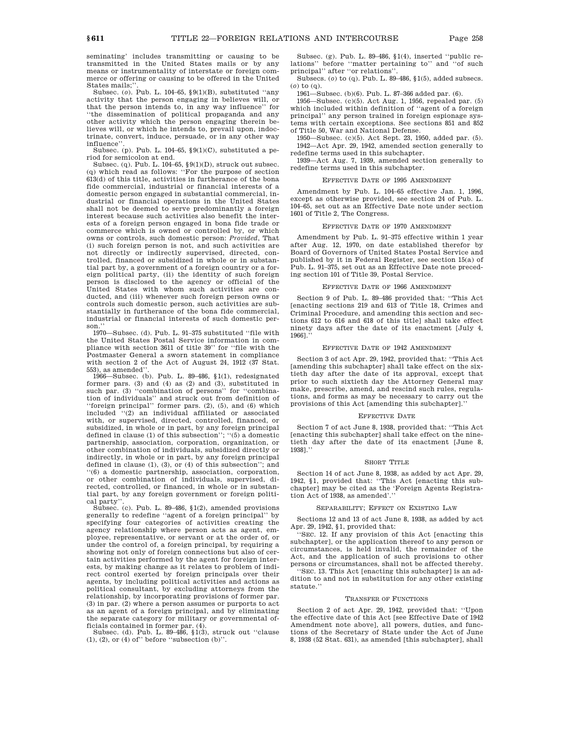seminating' includes transmitting or causing to be transmitted in the United States mails or by any means or instrumentality of interstate or foreign commerce or offering or causing to be offered in the United States mails;''.

Subsec. (*o*). Pub. L. 104–65, §9(1)(B), substituted ''any activity that the person engaging in believes will, or that the person intends to, in any way influence'' for ''the dissemination of political propaganda and any other activity which the person engaging therein believes will, or which he intends to, prevail upon, indoctrinate, convert, induce, persuade, or in any other way influence''.

Subsec. (p). Pub. L. 104–65, §9(1)(C), substituted a period for semicolon at end.

Subsec. (q). Pub. L. 104–65, §9(1)(D), struck out subsec. (q) which read as follows: ''For the purpose of section 613(d) of this title, activities in furtherance of the bona fide commercial, industrial or financial interests of a domestic person engaged in substantial commercial, industrial or financial operations in the United States shall not be deemed to serve predominantly a foreign interest because such activities also benefit the interests of a foreign person engaged in bona fide trade or commerce which is owned or controlled by, or which owns or controls, such domestic person: *Provided*, That (i) such foreign person is not, and such activities are not directly or indirectly supervised, directed, controlled, financed or subsidized in whole or in substantial part by, a government of a foreign country or a foreign political party, (ii) the identity of such foreign person is disclosed to the agency or official of the United States with whom such activities are conducted, and (iii) whenever such foreign person owns or controls such domestic person, such activities are substantially in furtherance of the bona fide commercial, industrial or financial interests of such domestic person.''

1970—Subsec. (d). Pub. L. 91–375 substituted ''file with the United States Postal Service information in compliance with section 3611 of title 39'' for ''file with the Postmaster General a sworn statement in compliance with section 2 of the Act of August 24, 1912 (37 Stat. 553), as amended''.

1966—Subsec. (b). Pub. L. 89–486, §1(1), redesignated former pars. (3) and (4) as (2) and (3), substituted in such par. (3) ''combination of persons'' for ''combination of individuals'' and struck out from definition of ''foreign principal'' former pars. (2), (5), and (6) which included ''(2) an individual affiliated or associated with, or supervised, directed, controlled, financed, or subsidized, in whole or in part, by any foreign principal defined in clause (1) of this subsection''; ''(5) a domestic partnership, association, corporation, organization, or other combination of individuals, subsidized directly or indirectly, in whole or in part, by any foreign principal defined in clause (1), (3), or (4) of this subsection''; and ''(6) a domestic partnership, association, corporation, or other combination of individuals, supervised, directed, controlled, or financed, in whole or in substantial part, by any foreign government or foreign political party''.

Subsec. (c). Pub. L. 89–486, §1(2), amended provisions generally to redefine ''agent of a foreign principal'' by specifying four categories of activities creating the agency relationship where person acts as agent, employee, representative, or servant or at the order of, or under the control of, a foreign principal, by requiring a showing not only of foreign connections but also of certain activities performed by the agent for foreign interests, by making change as it relates to problem of indirect control exerted by foreign principals over their agents, by including political activities and actions as political consultant, by excluding attorneys from the relationship, by incorporating provisions of former par. (3) in par. (2) where a person assumes or purports to act as an agent of a foreign principal, and by eliminating the separate category for military or governmental officials contained in former par. (4).

Subsec. (d). Pub. L. 89–486, §1(3), struck out ''clause (1), (2), or (4) of'' before ''subsection (b)''.

Subsec. (g). Pub. L. 89–486, §1(4), inserted ''public relations'' before ''matter pertaining to'' and ''of such principal'' after ''or relations''.

Subsecs. (*o*) to (q). Pub. L. 89–486, §1(5), added subsecs. (*o*) to (q).

1961—Subsec. (b)(6). Pub. L. 87–366 added par. (6).

1956—Subsec. (c)(5). Act Aug. 1, 1956, repealed par. (5) which included within definition of ''agent of a foreign principal'' any person trained in foreign espionage systems with certain exceptions. See sections 851 and 852 of Title 50, War and National Defense.

1950—Subsec. (c)(5). Act Sept. 23, 1950, added par. (5).

1942—Act Apr. 29, 1942, amended section generally to redefine terms used in this subchapter.

1939—Act Aug. 7, 1939, amended section generally to redefine terms used in this subchapter.

## Effective Date of 1995 Amendment

Amendment by Pub. L. 104–65 effective Jan. 1, 1996, except as otherwise provided, see section 24 of Pub. L. 104–65, set out as an Effective Date note under section 1601 of Title 2, The Congress.

## Effective Date of 1970 Amendment

Amendment by Pub. L. 91–375 effective within 1 year after Aug. 12, 1970, on date established therefor by Board of Governors of United States Postal Service and published by it in Federal Register, see section 15(a) of Pub. L. 91–375, set out as an Effective Date note preceding section 101 of Title 39, Postal Service.

## Effective Date of 1966 Amendment

Section 9 of Pub. L. 89–486 provided that: ''This Act [enacting sections 219 and 613 of Title 18, Crimes and Criminal Procedure, and amending this section and sections 612 to 616 and 618 of this title] shall take effect ninety days after the date of its enactment [July 4, 1966].''

## Effective Date of 1942 Amendment

Section 3 of act Apr. 29, 1942, provided that: ''This Act [amending this subchapter] shall take effect on the sixtieth day after the date of its approval, except that prior to such sixtieth day the Attorney General may make, prescribe, amend, and rescind such rules, regulations, and forms as may be necessary to carry out the provisions of this Act [amending this subchapter].''

## Effective Date

Section 7 of act June 8, 1938, provided that: ''This Act [enacting this subchapter] shall take effect on the ninetieth day after the date of its enactment [June 8, 1938].''

## Short Title

Section 14 of act June 8, 1938, as added by act Apr. 29, 1942, §1, provided that: ''This Act [enacting this subchapter] may be cited as the 'Foreign Agents Registration Act of 1938, as amended'.''

## Separability; Effect on Existing Law

Sections 12 and 13 of act June 8, 1938, as added by act Apr. 29, 1942, §1, provided that:

''SEC. 12. If any provision of this Act [enacting this subchapter], or the application thereof to any person or circumstances, is held invalid, the remainder of the Act, and the application of such provisions to other persons or circumstances, shall not be affected thereby.

''SEC. 13. This Act [enacting this subchapter] is an addition to and not in substitution for any other existing statute.''

## Transfer of Functions

Section 2 of act Apr. 29, 1942, provided that: ''Upon the effective date of this Act [see Effective Date of 1942 Amendment note above], all powers, duties, and functions of the Secretary of State under the Act of June 8, 1938 (52 Stat. 631), as amended [this subchapter], shall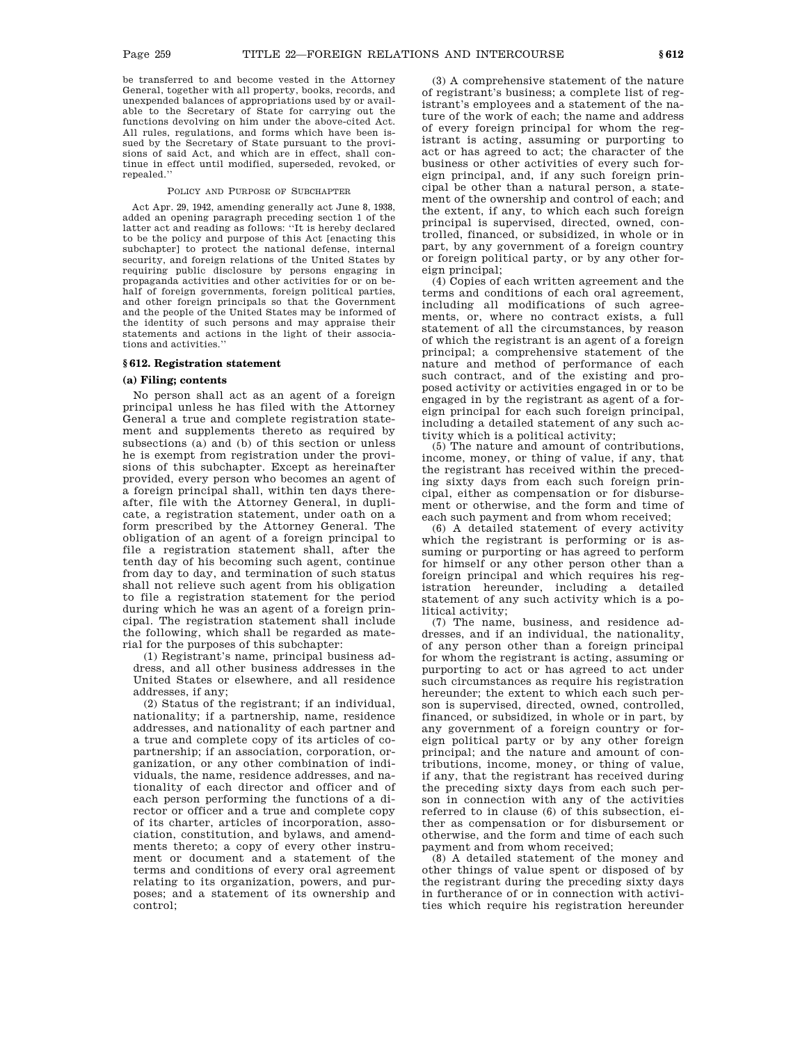be transferred to and become vested in the Attorney General, together with all property, books, records, and unexpended balances of appropriations used by or available to the Secretary of State for carrying out the functions devolving on him under the above-cited Act. All rules, regulations, and forms which have been issued by the Secretary of State pursuant to the provisions of said Act, and which are in effect, shall continue in effect until modified, superseded, revoked, or repealed.''

POLICY AND PURPOSE OF SUBCHAPTER

Act Apr. 29, 1942, amending generally act June 8, 1938, added an opening paragraph preceding section 1 of the latter act and reading as follows: ''It is hereby declared to be the policy and purpose of this Act [enacting this subchapter] to protect the national defense, internal security, and foreign relations of the United States by requiring public disclosure by persons engaging in propaganda activities and other activities for or on behalf of foreign governments, foreign political parties, and other foreign principals so that the Government and the people of the United States may be informed of the identity of such persons and may appraise their statements and actions in the light of their associations and activities.''

## § 612. Registration statement

### (a) Filing; contents

No person shall act as an agent of a foreign principal unless he has filed with the Attorney General a true and complete registration statement and supplements thereto as required by subsections (a) and (b) of this section or unless he is exempt from registration under the provisions of this subchapter. Except as hereinafter provided, every person who becomes an agent of a foreign principal shall, within ten days thereafter, file with the Attorney General, in duplicate, a registration statement, under oath on a form prescribed by the Attorney General. The obligation of an agent of a foreign principal to file a registration statement shall, after the tenth day of his becoming such agent, continue from day to day, and termination of such status shall not relieve such agent from his obligation to file a registration statement for the period during which he was an agent of a foreign principal. The registration statement shall include the following, which shall be regarded as material for the purposes of this subchapter:

(1) Registrant's name, principal business address, and all other business addresses in the United States or elsewhere, and all residence addresses, if any;

(2) Status of the registrant; if an individual, nationality; if a partnership, name, residence addresses, and nationality of each partner and a true and complete copy of its articles of copartnership; if an association, corporation, organization, or any other combination of individuals, the name, residence addresses, and nationality of each director and officer and of each person performing the functions of a director or officer and a true and complete copy of its charter, articles of incorporation, association, constitution, and bylaws, and amendments thereto; a copy of every other instrument or document and a statement of the terms and conditions of every oral agreement relating to its organization, powers, and purposes; and a statement of its ownership and control;

(3) A comprehensive statement of the nature of registrant's business; a complete list of registrant's employees and a statement of the nature of the work of each; the name and address of every foreign principal for whom the registrant is acting, assuming or purporting to act or has agreed to act; the character of the business or other activities of every such foreign principal, and, if any such foreign principal be other than a natural person, a statement of the ownership and control of each; and the extent, if any, to which each such foreign principal is supervised, directed, owned, controlled, financed, or subsidized, in whole or in part, by any government of a foreign country or foreign political party, or by any other foreign principal;

(4) Copies of each written agreement and the terms and conditions of each oral agreement, including all modifications of such agreements, or, where no contract exists, a full statement of all the circumstances, by reason of which the registrant is an agent of a foreign principal; a comprehensive statement of the nature and method of performance of each such contract, and of the existing and proposed activity or activities engaged in or to be engaged in by the registrant as agent of a foreign principal for each such foreign principal, including a detailed statement of any such activity which is a political activity;

(5) The nature and amount of contributions, income, money, or thing of value, if any, that the registrant has received within the preceding sixty days from each such foreign principal, either as compensation or for disbursement or otherwise, and the form and time of each such payment and from whom received;

(6) A detailed statement of every activity which the registrant is performing or is assuming or purporting or has agreed to perform for himself or any other person other than a foreign principal and which requires his registration hereunder, including a detailed statement of any such activity which is a political activity;

(7) The name, business, and residence addresses, and if an individual, the nationality, of any person other than a foreign principal for whom the registrant is acting, assuming or purporting to act or has agreed to act under such circumstances as require his registration hereunder; the extent to which each such person is supervised, directed, owned, controlled, financed, or subsidized, in whole or in part, by any government of a foreign country or foreign political party or by any other foreign principal; and the nature and amount of contributions, income, money, or thing of value, if any, that the registrant has received during the preceding sixty days from each such person in connection with any of the activities referred to in clause (6) of this subsection, either as compensation or for disbursement or otherwise, and the form and time of each such payment and from whom received;

(8) A detailed statement of the money and other things of value spent or disposed of by the registrant during the preceding sixty days in furtherance of or in connection with activities which require his registration hereunder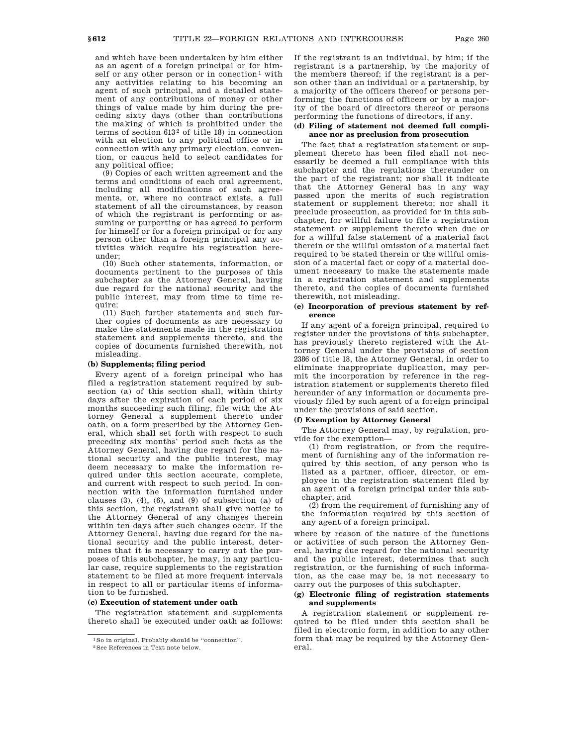and which have been undertaken by him either as an agent of a foreign principal or for himself or any other person or in conection[1] with any activities relating to his becoming an agent of such principal, and a detailed statement of any contributions of money or other things of value made by him during the preceding sixty days (other than contributions the making of which is prohibited under the terms of section 613[2] of title 18) in connection with an election to any political office or in connection with any primary election, convention, or caucus held to select candidates for any political office;

(9) Copies of each written agreement and the terms and conditions of each oral agreement, including all modifications of such agreements, or, where no contract exists, a full statement of all the circumstances, by reason of which the registrant is performing or assuming or purporting or has agreed to perform for himself or for a foreign principal or for any person other than a foreign principal any activities which require his registration hereunder;

(10) Such other statements, information, or documents pertinent to the purposes of this subchapter as the Attorney General, having due regard for the national security and the public interest, may from time to time require;

(11) Such further statements and such further copies of documents as are necessary to make the statements made in the registration statement and supplements thereto, and the copies of documents furnished therewith, not misleading.

**(b) Supplements; filing period**

Every agent of a foreign principal who has filed a registration statement required by subsection (a) of this section shall, within thirty days after the expiration of each period of six months succeeding such filing, file with the Attorney General a supplement thereto under oath, on a form prescribed by the Attorney General, which shall set forth with respect to such preceding six months' period such facts as the Attorney General, having due regard for the national security and the public interest, may deem necessary to make the information required under this section accurate, complete, and current with respect to such period. In connection with the information furnished under clauses (3), (4), (6), and (9) of subsection (a) of this section, the registrant shall give notice to the Attorney General of any changes therein within ten days after such changes occur. If the Attorney General, having due regard for the national security and the public interest, determines that it is necessary to carry out the purposes of this subchapter, he may, in any particular case, require supplements to the registration statement to be filed at more frequent intervals in respect to all or particular items of information to be furnished.

**(c) Execution of statement under oath**

The registration statement and supplements thereto shall be executed under oath as follows: If the registrant is an individual, by him; if the registrant is a partnership, by the majority of the members thereof; if the registrant is a person other than an individual or a partnership, by a majority of the officers thereof or persons performing the functions of officers or by a majority of the board of directors thereof or persons performing the functions of directors, if any.

**(d) Filing of statement not deemed full compliance nor as preclusion from prosecution**

The fact that a registration statement or supplement thereto has been filed shall not necessarily be deemed a full compliance with this subchapter and the regulations thereunder on the part of the registrant; nor shall it indicate that the Attorney General has in any way passed upon the merits of such registration statement or supplement thereto; nor shall it preclude prosecution, as provided for in this subchapter, for willful failure to file a registration statement or supplement thereto when due or for a willful false statement of a material fact therein or the willful omission of a material fact required to be stated therein or the willful omission of a material fact or copy of a material document necessary to make the statements made in a registration statement and supplements thereto, and the copies of documents furnished therewith, not misleading.

**(e) Incorporation of previous statement by reference**

If any agent of a foreign principal, required to register under the provisions of this subchapter, has previously thereto registered with the Attorney General under the provisions of section 2386 of title 18, the Attorney General, in order to eliminate inappropriate duplication, may permit the incorporation by reference in the registration statement or supplements thereto filed hereunder of any information or documents previously filed by such agent of a foreign principal under the provisions of said section.

**(f) Exemption by Attorney General**

The Attorney General may, by regulation, provide for the exemption—

(1) from registration, or from the requirement of furnishing any of the information required by this section, of any person who is listed as a partner, officer, director, or employee in the registration statement filed by an agent of a foreign principal under this subchapter, and

(2) from the requirement of furnishing any of the information required by this section of any agent of a foreign principal.

where by reason of the nature of the functions or activities of such person the Attorney General, having due regard for the national security and the public interest, determines that such registration, or the furnishing of such information, as the case may be, is not necessary to carry out the purposes of this subchapter.

**(g) Electronic filing of registration statements and supplements**

A registration statement or supplement required to be filed under this section shall be filed in electronic form, in addition to any other form that may be required by the Attorney General.

---

[1] So in original. Probably should be "connection".

[2] See References in Text note below.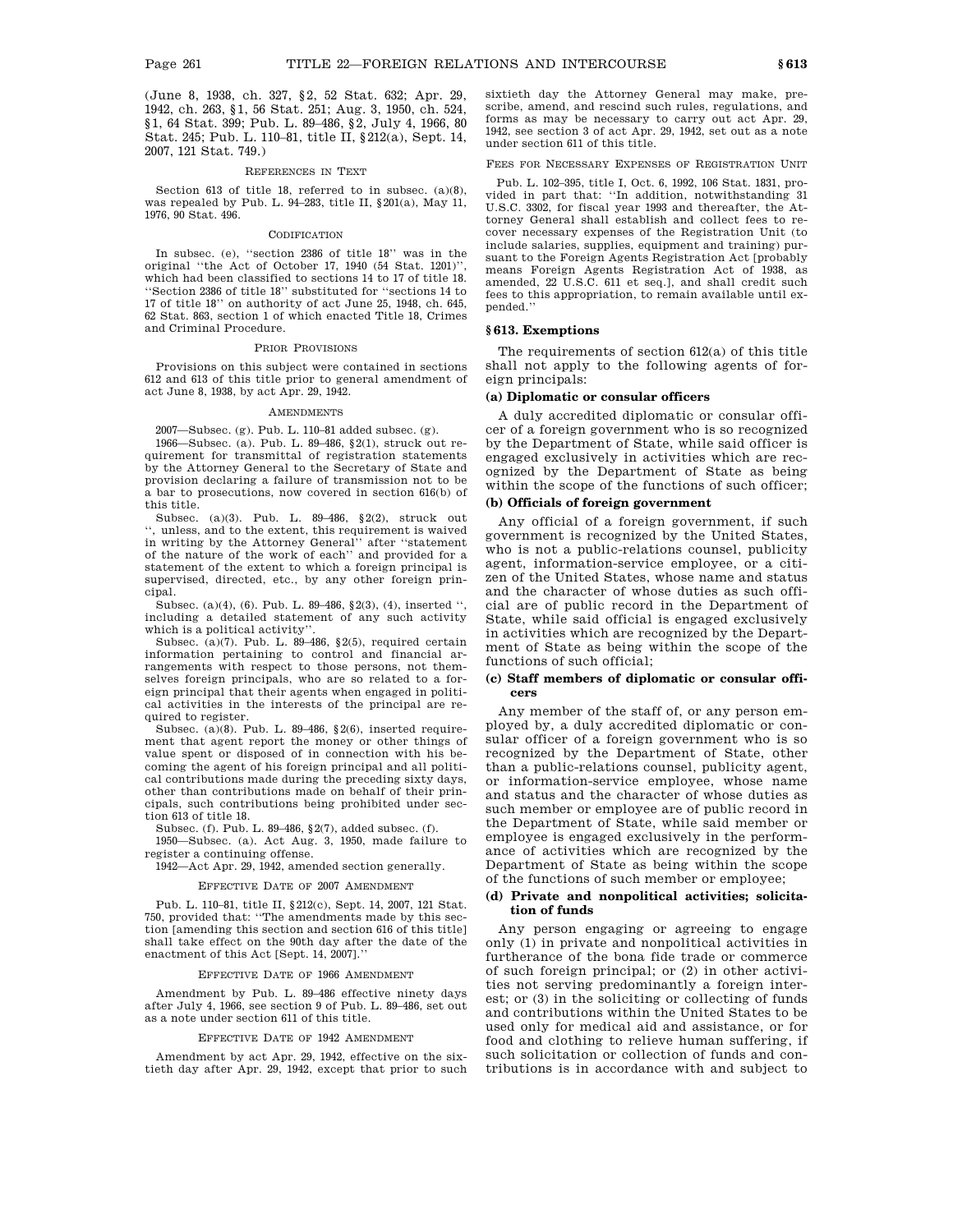(June 8, 1938, ch. 327, §2, 52 Stat. 632; Apr. 29, 1942, ch. 263, §1, 56 Stat. 251; Aug. 3, 1950, ch. 524, §1, 64 Stat. 399; Pub. L. 89–486, §2, July 4, 1966, 80 Stat. 245; Pub. L. 110–81, title II, §212(a), Sept. 14, 2007, 121 Stat. 749.)

REFERENCES IN TEXT

Section 613 of title 18, referred to in subsec. (a)(8), was repealed by Pub. L. 94–283, title II, §201(a), May 11, 1976, 90 Stat. 496.

CODIFICATION

In subsec. (e), ''section 2386 of title 18'' was in the original ''the Act of October 17, 1940 (54 Stat. 1201)'', which had been classified to sections 14 to 17 of title 18. ''Section 2386 of title 18'' substituted for ''sections 14 to 17 of title 18'' on authority of act June 25, 1948, ch. 645, 62 Stat. 863, section 1 of which enacted Title 18, Crimes and Criminal Procedure.

PRIOR PROVISIONS

Provisions on this subject were contained in sections 612 and 613 of this title prior to general amendment of act June 8, 1938, by act Apr. 29, 1942.

AMENDMENTS

2007—Subsec. (g). Pub. L. 110–81 added subsec. (g).

1966—Subsec. (a). Pub. L. 89–486, §2(1), struck out requirement for transmittal of registration statements by the Attorney General to the Secretary of State and provision declaring a failure of transmission not to be a bar to prosecutions, now covered in section 616(b) of this title.

Subsec. (a)(3). Pub. L. 89–486, §2(2), struck out '', unless, and to the extent, this requirement is waived in writing by the Attorney General'' after ''statement of the nature of the work of each'' and provided for a statement of the extent to which a foreign principal is supervised, directed, etc., by any other foreign principal.

Subsec. (a)(4), (6). Pub. L. 89–486, §2(3), (4), inserted '', including a detailed statement of any such activity which is a political activity''.

Subsec. (a)(7). Pub. L. 89–486, §2(5), required certain information pertaining to control and financial arrangements with respect to those persons, not themselves foreign principals, who are so related to a foreign principal that their agents when engaged in political activities in the interests of the principal are required to register.

Subsec. (a)(8). Pub. L. 89–486, §2(6), inserted requirement that agent report the money or other things of value spent or disposed of in connection with his becoming the agent of his foreign principal and all political contributions made during the preceding sixty days, other than contributions made on behalf of their principals, such contributions being prohibited under section 613 of title 18.

Subsec. (f). Pub. L. 89–486, §2(7), added subsec. (f).

1950—Subsec. (a). Act Aug. 3, 1950, made failure to register a continuing offense.

1942—Act Apr. 29, 1942, amended section generally.

EFFECTIVE DATE OF 2007 AMENDMENT

Pub. L. 110–81, title II, §212(c), Sept. 14, 2007, 121 Stat. 750, provided that: ''The amendments made by this section [amending this section and section 616 of this title] shall take effect on the 90th day after the date of the enactment of this Act [Sept. 14, 2007].''

EFFECTIVE DATE OF 1966 AMENDMENT

Amendment by Pub. L. 89–486 effective ninety days after July 4, 1966, see section 9 of Pub. L. 89–486, set out as a note under section 611 of this title.

EFFECTIVE DATE OF 1942 AMENDMENT

Amendment by act Apr. 29, 1942, effective on the sixtieth day after Apr. 29, 1942, except that prior to such sixtieth day the Attorney General may make, prescribe, amend, and rescind such rules, regulations, and forms as may be necessary to carry out act Apr. 29, 1942, see section 3 of act Apr. 29, 1942, set out as a note under section 611 of this title.

FEES FOR NECESSARY EXPENSES OF REGISTRATION UNIT

Pub. L. 102–395, title I, Oct. 6, 1992, 106 Stat. 1831, provided in part that: ''In addition, notwithstanding 31 U.S.C. 3302, for fiscal year 1993 and thereafter, the Attorney General shall establish and collect fees to recover necessary expenses of the Registration Unit (to include salaries, supplies, equipment and training) pursuant to the Foreign Agents Registration Act [probably means Foreign Agents Registration Act of 1938, as amended, 22 U.S.C. 611 et seq.], and shall credit such fees to this appropriation, to remain available until expended.''

## §613. Exemptions

The requirements of section 612(a) of this title shall not apply to the following agents of foreign principals:

### (a) Diplomatic or consular officers

A duly accredited diplomatic or consular officer of a foreign government who is so recognized by the Department of State, while said officer is engaged exclusively in activities which are recognized by the Department of State as being within the scope of the functions of such officer;

### (b) Officials of foreign government

Any official of a foreign government, if such government is recognized by the United States, who is not a public-relations counsel, publicity agent, information-service employee, or a citizen of the United States, whose name and status and the character of whose duties as such official are of public record in the Department of State, while said official is engaged exclusively in activities which are recognized by the Department of State as being within the scope of the functions of such official;

### (c) Staff members of diplomatic or consular officers

Any member of the staff of, or any person employed by, a duly accredited diplomatic or consular officer of a foreign government who is so recognized by the Department of State, other than a public-relations counsel, publicity agent, or information-service employee, whose name and status and the character of whose duties as such member or employee are of public record in the Department of State, while said member or employee is engaged exclusively in the performance of activities which are recognized by the Department of State as being within the scope of the functions of such member or employee;

### (d) Private and nonpolitical activities; solicitation of funds

Any person engaging or agreeing to engage only (1) in private and nonpolitical activities in furtherance of the bona fide trade or commerce of such foreign principal; or (2) in other activities not serving predominantly a foreign interest; or (3) in the soliciting or collecting of funds and contributions within the United States to be used only for medical aid and assistance, or for food and clothing to relieve human suffering, if such solicitation or collection of funds and contributions is in accordance with and subject to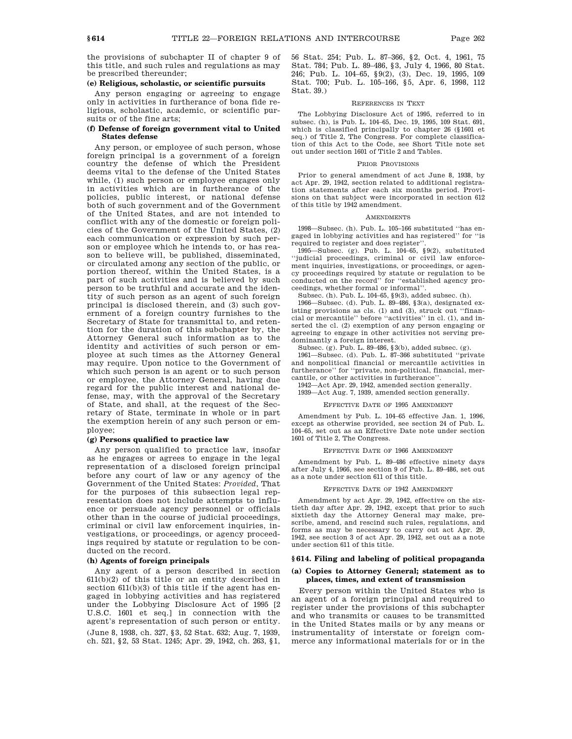the provisions of subchapter II of chapter 9 of this title, and such rules and regulations as may be prescribed thereunder;

**(e) Religious, scholastic, or scientific pursuits**

Any person engaging or agreeing to engage only in activities in furtherance of bona fide religious, scholastic, academic, or scientific pursuits or of the fine arts;

**(f) Defense of foreign government vital to United States defense**

Any person, or employee of such person, whose foreign principal is a government of a foreign country the defense of which the President deems vital to the defense of the United States while, (1) such person or employee engages only in activities which are in furtherance of the policies, public interest, or national defense both of such government and of the Government of the United States, and are not intended to conflict with any of the domestic or foreign policies of the Government of the United States, (2) each communication or expression by such person or employee which he intends to, or has reason to believe will, be published, disseminated, or circulated among any section of the public, or portion thereof, within the United States, is a part of such activities and is believed by such person to be truthful and accurate and the identity of such person as an agent of such foreign principal is disclosed therein, and (3) such government of a foreign country furnishes to the Secretary of State for transmittal to, and retention for the duration of this subchapter by, the Attorney General such information as to the identity and activities of such person or employee at such times as the Attorney General may require. Upon notice to the Government of which such person is an agent or to such person or employee, the Attorney General, having due regard for the public interest and national defense, may, with the approval of the Secretary of State, and shall, at the request of the Secretary of State, terminate in whole or in part the exemption herein of any such person or employee;

**(g) Persons qualified to practice law**

Any person qualified to practice law, insofar as he engages or agrees to engage in the legal representation of a disclosed foreign principal before any court of law or any agency of the Government of the United States: *Provided*, That for the purposes of this subsection legal representation does not include attempts to influence or persuade agency personnel or officials other than in the course of judicial proceedings, criminal or civil law enforcement inquiries, investigations, or proceedings, or agency proceedings required by statute or regulation to be conducted on the record.

**(h) Agents of foreign principals**

Any agent of a person described in section 611(b)(2) of this title or an entity described in section 611(b)(3) of this title if the agent has engaged in lobbying activities and has registered under the Lobbying Disclosure Act of 1995 [2 U.S.C. 1601 et seq.] in connection with the agent's representation of such person or entity.

(June 8, 1938, ch. 327, §3, 52 Stat. 632; Aug. 7, 1939, ch. 521, §2, 53 Stat. 1245; Apr. 29, 1942, ch. 263, §1, 56 Stat. 254; Pub. L. 87–366, §2, Oct. 4, 1961, 75 Stat. 784; Pub. L. 89–486, §3, July 4, 1966, 80 Stat. 246; Pub. L. 104–65, §9(2), (3), Dec. 19, 1995, 109 Stat. 700; Pub. L. 105–166, §5, Apr. 6, 1998, 112 Stat. 39.)

REFERENCES IN TEXT

The Lobbying Disclosure Act of 1995, referred to in subsec. (h), is Pub. L. 104–65, Dec. 19, 1995, 109 Stat. 691, which is classified principally to chapter 26 (§1601 et seq.) of Title 2, The Congress. For complete classification of this Act to the Code, see Short Title note set out under section 1601 of Title 2 and Tables.

PRIOR PROVISIONS

Prior to general amendment of act June 8, 1938, by act Apr. 29, 1942, section related to additional registration statements after each six months period. Provisions on that subject were incorporated in section 612 of this title by 1942 amendment.

AMENDMENTS

1998—Subsec. (h). Pub. L. 105–166 substituted "has engaged in lobbying activities and has registered" for "is required to register and does register".

1995—Subsec. (g). Pub. L. 104–65, §9(2), substituted "judicial proceedings, criminal or civil law enforcement inquiries, investigations, or proceedings, or agency proceedings required by statute or regulation to be conducted on the record" for "established agency proceedings, whether formal or informal".

Subsec. (h). Pub. L. 104–65, §9(3), added subsec. (h).

1966—Subsec. (d). Pub. L. 89–486, §3(a), designated existing provisions as cls. (1) and (3), struck out "financial or mercantile" before "activities" in cl. (1), and inserted the cl. (2) exemption of any person engaging or agreeing to engage in other activities not serving predominantly a foreign interest.

Subsec. (g). Pub. L. 89–486, §3(b), added subsec. (g).

1961—Subsec. (d). Pub. L. 87–366 substituted "private and nonpolitical financial or mercantile activities in furtherance" for "private, non-political, financial, mercantile, or other activities in furtherance".

1942—Act Apr. 29, 1942, amended section generally.

1939—Act Aug. 7, 1939, amended section generally.

EFFECTIVE DATE OF 1995 AMENDMENT

Amendment by Pub. L. 104–65 effective Jan. 1, 1996, except as otherwise provided, see section 24 of Pub. L. 104–65, set out as an Effective Date note under section 1601 of Title 2, The Congress.

EFFECTIVE DATE OF 1966 AMENDMENT

Amendment by Pub. L. 89–486 effective ninety days after July 4, 1966, see section 9 of Pub. L. 89–486, set out as a note under section 611 of this title.

EFFECTIVE DATE OF 1942 AMENDMENT

Amendment by act Apr. 29, 1942, effective on the sixtieth day after Apr. 29, 1942, except that prior to such sixtieth day the Attorney General may make, prescribe, amend, and rescind such rules, regulations, and forms as may be necessary to carry out act Apr. 29, 1942, see section 3 of act Apr. 29, 1942, set out as a note under section 611 of this title.

## §614. Filing and labeling of political propaganda

**(a) Copies to Attorney General; statement as to places, times, and extent of transmission**

Every person within the United States who is an agent of a foreign principal and required to register under the provisions of this subchapter and who transmits or causes to be transmitted in the United States mails or by any means or instrumentality of interstate or foreign commerce any informational materials for or in the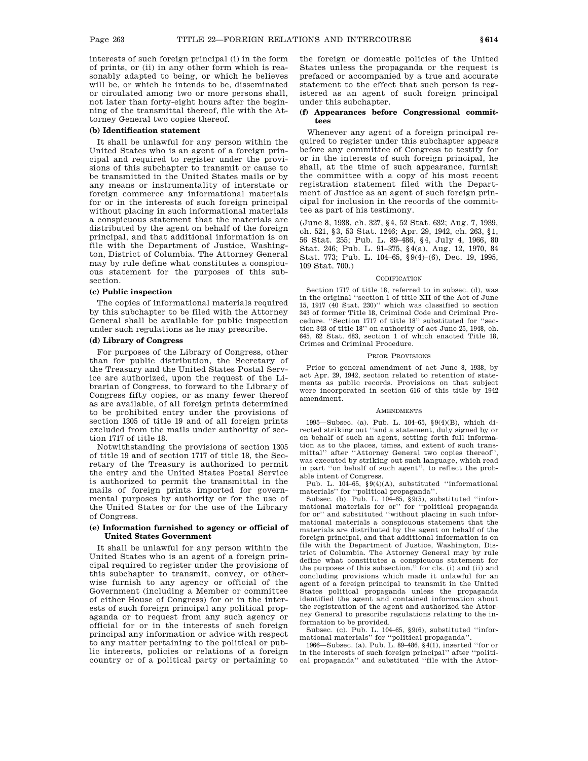interests of such foreign principal (i) in the form of prints, or (ii) in any other form which is reasonably adapted to being, or which he believes will be, or which he intends to be, disseminated or circulated among two or more persons shall, not later than forty-eight hours after the beginning of the transmittal thereof, file with the Attorney General two copies thereof.

**(b) Identification statement**

It shall be unlawful for any person within the United States who is an agent of a foreign principal and required to register under the provisions of this subchapter to transmit or cause to be transmitted in the United States mails or by any means or instrumentality of interstate or foreign commerce any informational materials for or in the interests of such foreign principal without placing in such informational materials a conspicuous statement that the materials are distributed by the agent on behalf of the foreign principal, and that additional information is on file with the Department of Justice, Washington, District of Columbia. The Attorney General may by rule define what constitutes a conspicuous statement for the purposes of this subsection.

**(c) Public inspection**

The copies of informational materials required by this subchapter to be filed with the Attorney General shall be available for public inspection under such regulations as he may prescribe.

**(d) Library of Congress**

For purposes of the Library of Congress, other than for public distribution, the Secretary of the Treasury and the United States Postal Service are authorized, upon the request of the Librarian of Congress, to forward to the Library of Congress fifty copies, or as many fewer thereof as are available, of all foreign prints determined to be prohibited entry under the provisions of section 1305 of title 19 and of all foreign prints excluded from the mails under authority of section 1717 of title 18.

Notwithstanding the provisions of section 1305 of title 19 and of section 1717 of title 18, the Secretary of the Treasury is authorized to permit the entry and the United States Postal Service is authorized to permit the transmittal in the mails of foreign prints imported for governmental purposes by authority or for the use of the United States or for the use of the Library of Congress.

**(e) Information furnished to agency or official of United States Government**

It shall be unlawful for any person within the United States who is an agent of a foreign principal required to register under the provisions of this subchapter to transmit, convey, or otherwise furnish to any agency or official of the Government (including a Member or committee of either House of Congress) for or in the interests of such foreign principal any political propaganda or to request from any such agency or official for or in the interests of such foreign principal any information or advice with respect to any matter pertaining to the political or public interests, policies or relations of a foreign country or of a political party or pertaining to the foreign or domestic policies of the United States unless the propaganda or the request is prefaced or accompanied by a true and accurate statement to the effect that such person is registered as an agent of such foreign principal under this subchapter.

**(f) Appearances before Congressional committees**

Whenever any agent of a foreign principal required to register under this subchapter appears before any committee of Congress to testify for or in the interests of such foreign principal, he shall, at the time of such appearance, furnish the committee with a copy of his most recent registration statement filed with the Department of Justice as an agent of such foreign principal for inclusion in the records of the committee as part of his testimony.

(June 8, 1938, ch. 327, §4, 52 Stat. 632; Aug. 7, 1939, ch. 521, §3, 53 Stat. 1246; Apr. 29, 1942, ch. 263, §1, 56 Stat. 255; Pub. L. 89–486, §4, July 4, 1966, 80 Stat. 246; Pub. L. 91–375, §4(a), Aug. 12, 1970, 84 Stat. 773; Pub. L. 104–65, §9(4)–(6), Dec. 19, 1995, 109 Stat. 700.)

CODIFICATION

Section 1717 of title 18, referred to in subsec. (d), was in the original "section 1 of title XII of the Act of June 15, 1917 (40 Stat. 230)" which was classified to section 343 of former Title 18, Criminal Code and Criminal Procedure. "Section 1717 of title 18" substituted for "section 343 of title 18" on authority of act June 25, 1948, ch. 645, 62 Stat. 683, section 1 of which enacted Title 18, Crimes and Criminal Procedure.

PRIOR PROVISIONS

Prior to general amendment of act June 8, 1938, by act Apr. 29, 1942, section related to retention of statements as public records. Provisions on that subject were incorporated in section 616 of this title by 1942 amendment.

AMENDMENTS

1995—Subsec. (a). Pub. L. 104–65, §9(4)(B), which directed striking out "and a statement, duly signed by or on behalf of such an agent, setting forth full information as to the places, times, and extent of such transmittal" after "Attorney General two copies thereof", was executed by striking out such language, which read in part "on behalf of such agent", to reflect the probable intent of Congress.

Pub. L. 104–65, §9(4)(A), substituted "informational materials" for "political propaganda".

Subsec. (b). Pub. L. 104–65, §9(5), substituted "informational materials for or" for "political propaganda for or" and substituted "without placing in such informational materials a conspicuous statement that the materials are distributed by the agent on behalf of the foreign principal, and that additional information is on file with the Department of Justice, Washington, District of Columbia. The Attorney General may by rule define what constitutes a conspicuous statement for the purposes of this subsection." for cls. (i) and (ii) and concluding provisions which made it unlawful for an agent of a foreign principal to transmit in the United States political propaganda unless the propaganda identified the agent and contained information about the registration of the agent and authorized the Attorney General to prescribe regulations relating to the information to be provided.

Subsec. (c). Pub. L. 104–65, §9(6), substituted "informational materials" for "political propaganda".

1966—Subsec. (a). Pub. L. 89–486, §4(1), inserted "for or in the interests of such foreign principal" after "political propaganda" and substituted "file with the Attor-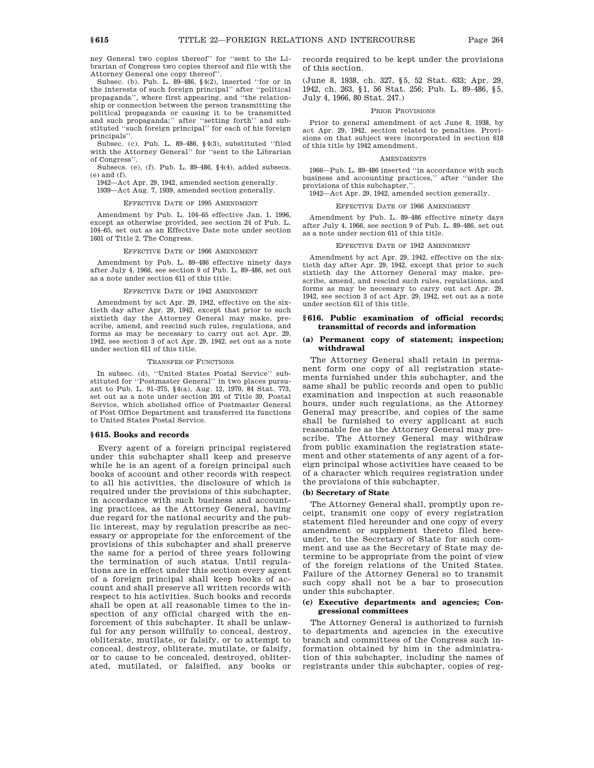ney General two copies thereof'' for ''sent to the Librarian of Congress two copies thereof and file with the Attorney General one copy thereof''.

Subsec. (b). Pub. L. 89–486, §4(2), inserted ''for or in the interests of such foreign principal'' after ''political propaganda'', where first appearing, and ''the relationship or connection between the person transmitting the political propaganda or causing it to be transmitted and such propaganda;'' after ''setting forth'' and substituted ''such foreign principal'' for each of his foreign principals''.

Subsec. (c). Pub. L. 89–486, §4(3), substituted ''filed with the Attorney General'' for ''sent to the Librarian of Congress''.

Subsecs. (e), (f). Pub. L. 89–486, §4(4), added subsecs. (e) and (f).

1942—Act Apr. 29, 1942, amended section generally.

1939—Act Aug. 7, 1939, amended section generally.

EFFECTIVE DATE OF 1995 AMENDMENT

Amendment by Pub. L. 104–65 effective Jan. 1, 1996, except as otherwise provided, see section 24 of Pub. L. 104–65, set out as an Effective Date note under section 1601 of Title 2, The Congress.

EFFECTIVE DATE OF 1966 AMENDMENT

Amendment by Pub. L. 89–486 effective ninety days after July 4, 1966, see section 9 of Pub. L. 89–486, set out as a note under section 611 of this title.

EFFECTIVE DATE OF 1942 AMENDMENT

Amendment by act Apr. 29, 1942, effective on the sixtieth day after Apr. 29, 1942, except that prior to such sixtieth day the Attorney General may make, prescribe, amend, and rescind such rules, regulations, and forms as may be necessary to carry out act Apr. 29, 1942, see section 3 of act Apr. 29, 1942, set out as a note under section 611 of this title.

TRANSFER OF FUNCTIONS

In subsec. (d), ''United States Postal Service'' substituted for ''Postmaster General'' in two places pursuant to Pub. L. 91–375, §4(a), Aug. 12, 1970, 84 Stat. 773, set out as a note under section 201 of Title 39, Postal Service, which abolished office of Postmaster General of Post Office Department and transferred its functions to United States Postal Service.

## §615. Books and records

Every agent of a foreign principal registered under this subchapter shall keep and preserve while he is an agent of a foreign principal such books of account and other records with respect to all his activities, the disclosure of which is required under the provisions of this subchapter, in accordance with such business and accounting practices, as the Attorney General, having due regard for the national security and the public interest, may by regulation prescribe as necessary or appropriate for the enforcement of the provisions of this subchapter and shall preserve the same for a period of three years following the termination of such status. Until regulations are in effect under this section every agent of a foreign principal shall keep books of account and shall preserve all written records with respect to his activities. Such books and records shall be open at all reasonable times to the inspection of any official charged with the enforcement of this subchapter. It shall be unlawful for any person willfully to conceal, destroy, obliterate, mutilate, or falsify, or to attempt to conceal, destroy, obliterate, mutilate, or falsify, or to cause to be concealed, destroyed, obliterated, mutilated, or falsified, any books or records required to be kept under the provisions of this section.

(June 8, 1938, ch. 327, §5, 52 Stat. 633; Apr. 29, 1942, ch. 263, §1, 56 Stat. 256; Pub. L. 89–486, §5, July 4, 1966, 80 Stat. 247.)

PRIOR PROVISIONS

Prior to general amendment of act June 8, 1938, by act Apr. 29, 1942, section related to penalties. Provisions on that subject were incorporated in section 618 of this title by 1942 amendment.

AMENDMENTS

1966—Pub. L. 89–486 inserted ''in accordance with such business and accounting practices,'' after ''under the provisions of this subchapter,''.

1942—Act Apr. 29, 1942, amended section generally.

EFFECTIVE DATE OF 1966 AMENDMENT

Amendment by Pub. L. 89–486 effective ninety days after July 4, 1966, see section 9 of Pub. L. 89–486, set out as a note under section 611 of this title.

EFFECTIVE DATE OF 1942 AMENDMENT

Amendment by act Apr. 29, 1942, effective on the sixtieth day after Apr. 29, 1942, except that prior to such sixtieth day the Attorney General may make, prescribe, amend, and rescind such rules, regulations, and forms as may be necessary to carry out act Apr. 29, 1942, see section 3 of act Apr. 29, 1942, set out as a note under section 611 of this title.

## §616. Public examination of official records; transmittal of records and information

### (a) Permanent copy of statement; inspection; withdrawal

The Attorney General shall retain in permanent form one copy of all registration statements furnished under this subchapter, and the same shall be public records and open to public examination and inspection at such reasonable hours, under such regulations, as the Attorney General may prescribe, and copies of the same shall be furnished to every applicant at such reasonable fee as the Attorney General may prescribe. The Attorney General may withdraw from public examination the registration statement and other statements of any agent of a foreign principal whose activities have ceased to be of a character which requires registration under the provisions of this subchapter.

### (b) Secretary of State

The Attorney General shall, promptly upon receipt, transmit one copy of every registration statement filed hereunder and one copy of every amendment or supplement thereto filed hereunder, to the Secretary of State for such comment and use as the Secretary of State may determine to be appropriate from the point of view of the foreign relations of the United States. Failure of the Attorney General so to transmit such copy shall not be a bar to prosecution under this subchapter.

### (c) Executive departments and agencies; Congressional committees

The Attorney General is authorized to furnish to departments and agencies in the executive branch and committees of the Congress such information obtained by him in the administration of this subchapter, including the names of registrants under this subchapter, copies of reg-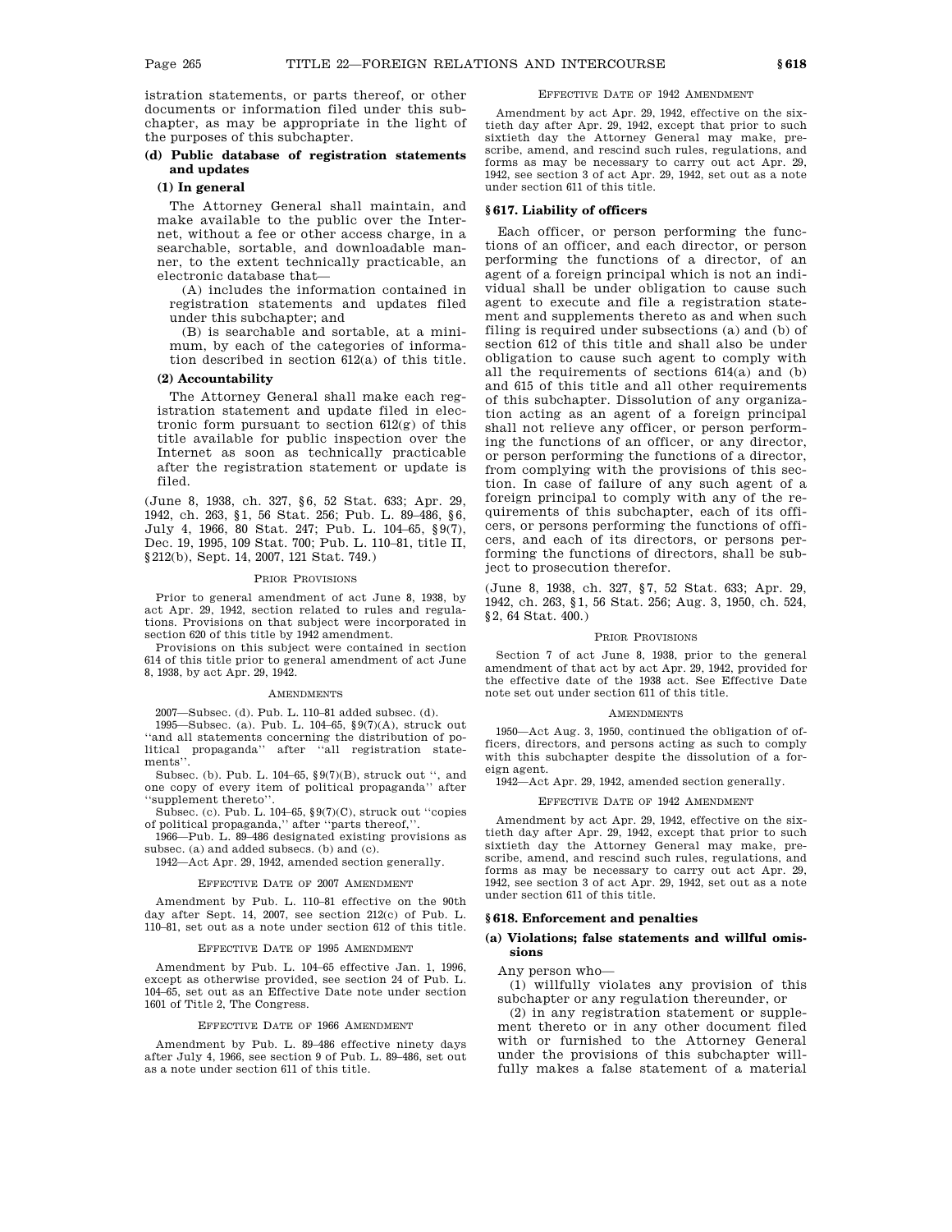istration statements, or parts thereof, or other documents or information filed under this subchapter, as may be appropriate in the light of the purposes of this subchapter.

**(d) Public database of registration statements and updates**

**(1) In general**

The Attorney General shall maintain, and make available to the public over the Internet, without a fee or other access charge, in a searchable, sortable, and downloadable manner, to the extent technically practicable, an electronic database that—

(A) includes the information contained in registration statements and updates filed under this subchapter; and

(B) is searchable and sortable, at a minimum, by each of the categories of information described in section 612(a) of this title.

**(2) Accountability**

The Attorney General shall make each registration statement and update filed in electronic form pursuant to section 612(g) of this title available for public inspection over the Internet as soon as technically practicable after the registration statement or update is filed.

(June 8, 1938, ch. 327, §6, 52 Stat. 633; Apr. 29, 1942, ch. 263, §1, 56 Stat. 256; Pub. L. 89–486, §6, July 4, 1966, 80 Stat. 247; Pub. L. 104–65, §9(7), Dec. 19, 1995, 109 Stat. 700; Pub. L. 110–81, title II, §212(b), Sept. 14, 2007, 121 Stat. 749.)

PRIOR PROVISIONS

Prior to general amendment of act June 8, 1938, by act Apr. 29, 1942, section related to rules and regulations. Provisions on that subject were incorporated in section 620 of this title by 1942 amendment.

Provisions on this subject were contained in section 614 of this title prior to general amendment of act June 8, 1938, by act Apr. 29, 1942.

AMENDMENTS

2007—Subsec. (d). Pub. L. 110–81 added subsec. (d).

1995—Subsec. (a). Pub. L. 104–65, §9(7)(A), struck out ''and all statements concerning the distribution of political propaganda'' after ''all registration statements''.

Subsec. (b). Pub. L. 104–65, §9(7)(B), struck out '', and one copy of every item of political propaganda'' after ''supplement thereto''.

Subsec. (c). Pub. L. 104–65, §9(7)(C), struck out ''copies of political propaganda,'' after ''parts thereof,''.

1966—Pub. L. 89–486 designated existing provisions as subsec. (a) and added subsecs. (b) and (c).

1942—Act Apr. 29, 1942, amended section generally.

EFFECTIVE DATE OF 2007 AMENDMENT

Amendment by Pub. L. 110–81 effective on the 90th day after Sept. 14, 2007, see section 212(c) of Pub. L. 110–81, set out as a note under section 612 of this title.

EFFECTIVE DATE OF 1995 AMENDMENT

Amendment by Pub. L. 104–65 effective Jan. 1, 1996, except as otherwise provided, see section 24 of Pub. L. 104–65, set out as an Effective Date note under section 1601 of Title 2, The Congress.

EFFECTIVE DATE OF 1966 AMENDMENT

Amendment by Pub. L. 89–486 effective ninety days after July 4, 1966, see section 9 of Pub. L. 89–486, set out as a note under section 611 of this title.

EFFECTIVE DATE OF 1942 AMENDMENT

Amendment by act Apr. 29, 1942, effective on the sixtieth day after Apr. 29, 1942, except that prior to such sixtieth day the Attorney General may make, prescribe, amend, and rescind such rules, regulations, and forms as may be necessary to carry out act Apr. 29, 1942, see section 3 of act Apr. 29, 1942, set out as a note under section 611 of this title.

### §617. Liability of officers

Each officer, or person performing the functions of an officer, and each director, or person performing the functions of a director, of an agent of a foreign principal which is not an individual shall be under obligation to cause such agent to execute and file a registration statement and supplements thereto as and when such filing is required under subsections (a) and (b) of section 612 of this title and shall also be under obligation to cause such agent to comply with all the requirements of sections 614(a) and (b) and 615 of this title and all other requirements of this subchapter. Dissolution of any organization acting as an agent of a foreign principal shall not relieve any officer, or person performing the functions of an officer, or any director, or person performing the functions of a director, from complying with the provisions of this section. In case of failure of any such agent of a foreign principal to comply with any of the requirements of this subchapter, each of its officers, or persons performing the functions of officers, and each of its directors, or persons performing the functions of directors, shall be subject to prosecution therefor.

(June 8, 1938, ch. 327, §7, 52 Stat. 633; Apr. 29, 1942, ch. 263, §1, 56 Stat. 256; Aug. 3, 1950, ch. 524, §2, 64 Stat. 400.)

PRIOR PROVISIONS

Section 7 of act June 8, 1938, prior to the general amendment of that act by act Apr. 29, 1942, provided for the effective date of the 1938 act. See Effective Date note set out under section 611 of this title.

AMENDMENTS

1950—Act Aug. 3, 1950, continued the obligation of officers, directors, and persons acting as such to comply with this subchapter despite the dissolution of a foreign agent.

1942—Act Apr. 29, 1942, amended section generally.

EFFECTIVE DATE OF 1942 AMENDMENT

Amendment by act Apr. 29, 1942, effective on the sixtieth day after Apr. 29, 1942, except that prior to such sixtieth day the Attorney General may make, prescribe, amend, and rescind such rules, regulations, and forms as may be necessary to carry out act Apr. 29, 1942, see section 3 of act Apr. 29, 1942, set out as a note under section 611 of this title.

### §618. Enforcement and penalties

**(a) Violations; false statements and willful omissions**

Any person who—

(1) willfully violates any provision of this subchapter or any regulation thereunder, or

(2) in any registration statement or supplement thereto or in any other document filed with or furnished to the Attorney General under the provisions of this subchapter willfully makes a false statement of a material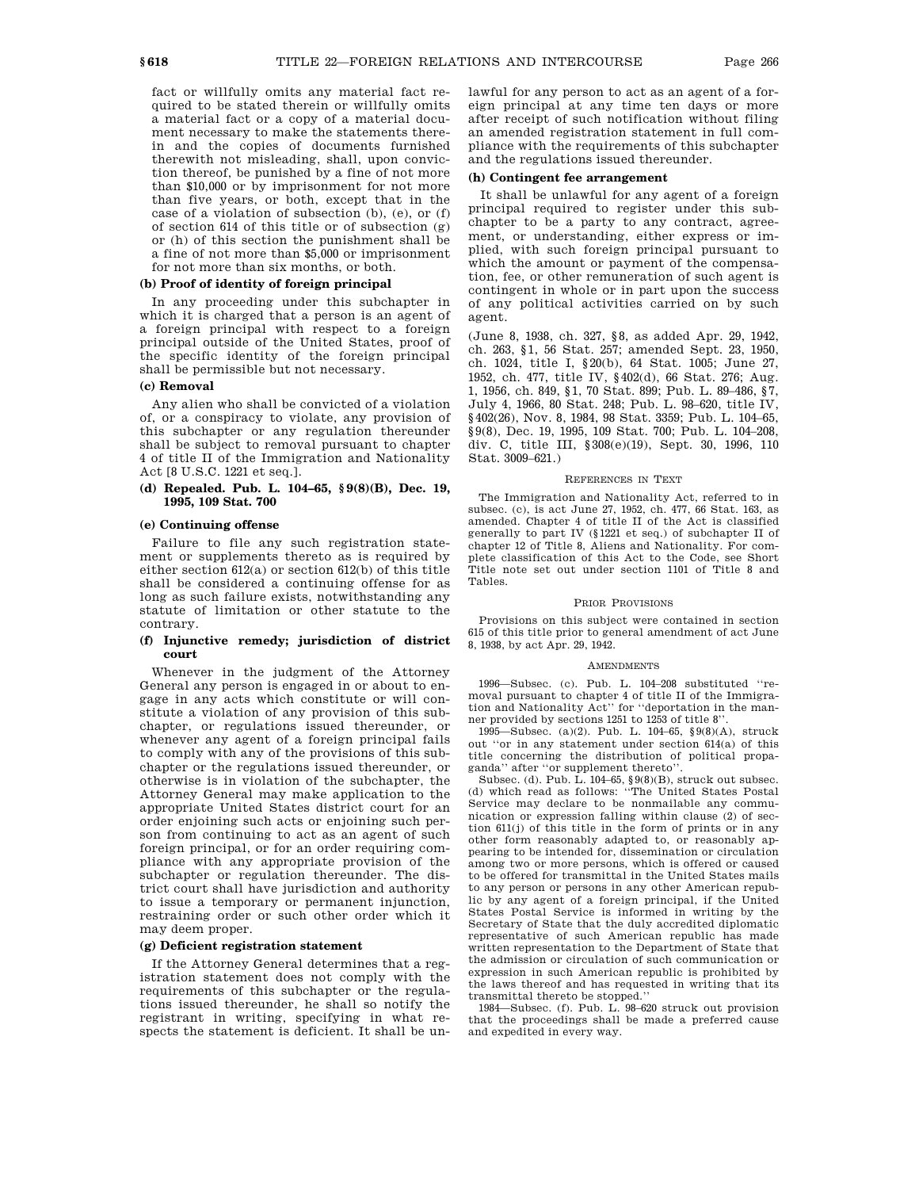fact or willfully omits any material fact required to be stated therein or willfully omits a material fact or a copy of a material document necessary to make the statements therein and the copies of documents furnished therewith not misleading, shall, upon conviction thereof, be punished by a fine of not more than $10,000 or by imprisonment for not more than five years, or both, except that in the case of a violation of subsection (b), (e), or (f) of section 614 of this title or of subsection (g) or (h) of this section the punishment shall be a fine of not more than $5,000 or imprisonment for not more than six months, or both.

#### (b) Proof of identity of foreign principal

In any proceeding under this subchapter in which it is charged that a person is an agent of a foreign principal with respect to a foreign principal outside of the United States, proof of the specific identity of the foreign principal shall be permissible but not necessary.

#### (c) Removal

Any alien who shall be convicted of a violation of, or a conspiracy to violate, any provision of this subchapter or any regulation thereunder shall be subject to removal pursuant to chapter 4 of title II of the Immigration and Nationality Act [8 U.S.C. 1221 et seq.].

#### (d) Repealed. Pub. L. 104–65, § 9(8)(B), Dec. 19, 1995, 109 Stat. 700

#### (e) Continuing offense

Failure to file any such registration statement or supplements thereto as is required by either section 612(a) or section 612(b) of this title shall be considered a continuing offense for as long as such failure exists, notwithstanding any statute of limitation or other statute to the contrary.

#### (f) Injunctive remedy; jurisdiction of district court

Whenever in the judgment of the Attorney General any person is engaged in or about to engage in any acts which constitute or will constitute a violation of any provision of this subchapter, or regulations issued thereunder, or whenever any agent of a foreign principal fails to comply with any of the provisions of this subchapter or the regulations issued thereunder, or otherwise is in violation of the subchapter, the Attorney General may make application to the appropriate United States district court for an order enjoining such acts or enjoining such person from continuing to act as an agent of such foreign principal, or for an order requiring compliance with any appropriate provision of the subchapter or regulation thereunder. The district court shall have jurisdiction and authority to issue a temporary or permanent injunction, restraining order or such other order which it may deem proper.

#### (g) Deficient registration statement

If the Attorney General determines that a registration statement does not comply with the requirements of this subchapter or the regulations issued thereunder, he shall so notify the registrant in writing, specifying in what respects the statement is deficient. It shall be unlawful for any person to act as an agent of a foreign principal at any time ten days or more after receipt of such notification without filing an amended registration statement in full compliance with the requirements of this subchapter and the regulations issued thereunder.

#### (h) Contingent fee arrangement

It shall be unlawful for any agent of a foreign principal required to register under this subchapter to be a party to any contract, agreement, or understanding, either express or implied, with such foreign principal pursuant to which the amount or payment of the compensation, fee, or other remuneration of such agent is contingent in whole or in part upon the success of any political activities carried on by such agent.

(June 8, 1938, ch. 327, § 8, as added Apr. 29, 1942, ch. 263, § 1, 56 Stat. 257; amended Sept. 23, 1950, ch. 1024, title I, § 20(b), 64 Stat. 1005; June 27, 1952, ch. 477, title IV, § 402(d), 66 Stat. 276; Aug. 1, 1956, ch. 849, § 1, 70 Stat. 899; Pub. L. 89–486, § 7, July 4, 1966, 80 Stat. 248; Pub. L. 98–620, title IV, § 402(26), Nov. 8, 1984, 98 Stat. 3359; Pub. L. 104–65, § 9(8), Dec. 19, 1995, 109 Stat. 700; Pub. L. 104–208, div. C, title III, § 308(e)(19), Sept. 30, 1996, 110 Stat. 3009–621.)

##### References in Text

The Immigration and Nationality Act, referred to in subsec. (c), is act June 27, 1952, ch. 477, 66 Stat. 163, as amended. Chapter 4 of title II of the Act is classified generally to part IV (§ 1221 et seq.) of subchapter II of chapter 12 of Title 8, Aliens and Nationality. For complete classification of this Act to the Code, see Short Title note set out under section 1101 of Title 8 and Tables.

##### Prior Provisions

Provisions on this subject were contained in section 615 of this title prior to general amendment of act June 8, 1938, by act Apr. 29, 1942.

##### Amendments

1996—Subsec. (c). Pub. L. 104–208 substituted "removal pursuant to chapter 4 of title II of the Immigration and Nationality Act" for "deportation in the manner provided by sections 1251 to 1253 of title 8".

1995—Subsec. (a)(2). Pub. L. 104–65, § 9(8)(A), struck out "or in any statement under section 614(a) of this title concerning the distribution of political propaganda" after "or supplement thereto".

Subsec. (d). Pub. L. 104–65, § 9(8)(B), struck out subsec. (d) which read as follows: "The United States Postal Service may declare to be nonmailable any communication or expression falling within clause (2) of section 611(j) of this title in the form of prints or in any other form reasonably adapted to, or reasonably appearing to be intended for, dissemination or circulation among two or more persons, which is offered or caused to be offered for transmittal in the United States mails to any person or persons in any other American republic by any agent of a foreign principal, if the United States Postal Service is informed in writing by the Secretary of State that the duly accredited diplomatic representative of such American republic has made written representation to the Department of State that the admission or circulation of such communication or expression in such American republic is prohibited by the laws thereof and has requested in writing that its transmittal thereto be stopped."

1984—Subsec. (f). Pub. L. 98–620 struck out provision that the proceedings shall be made a preferred cause and expedited in every way.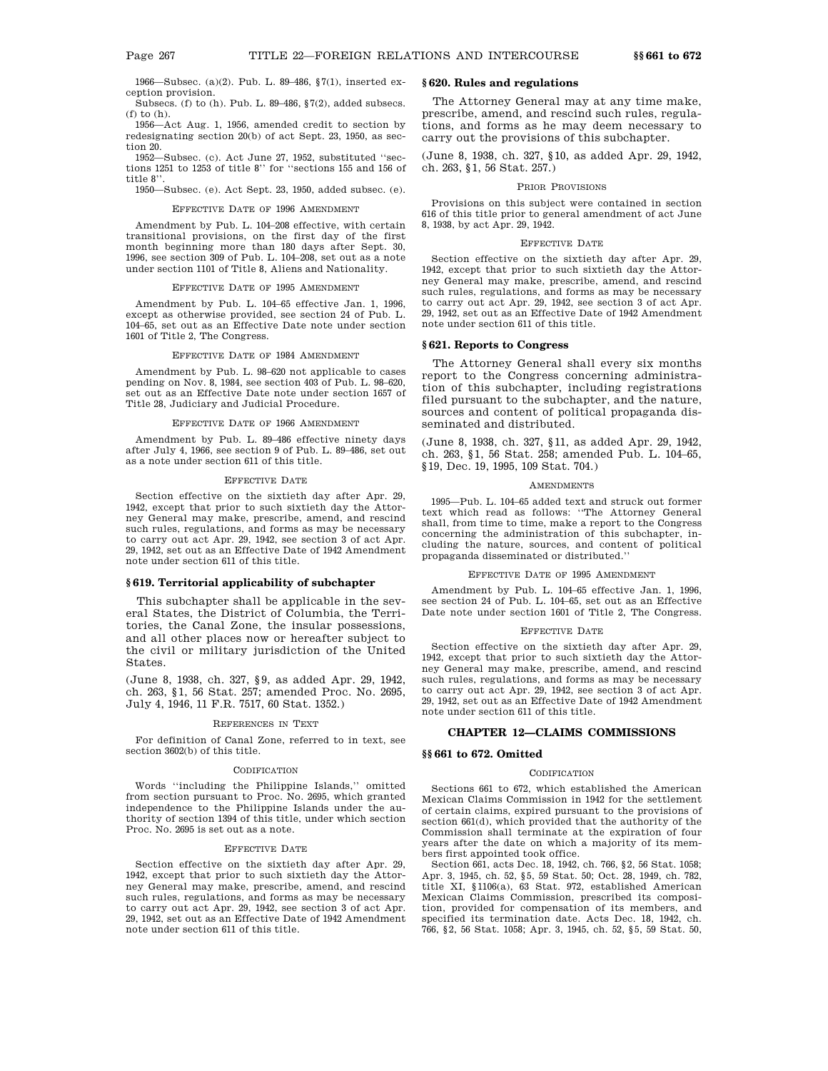1966—Subsec. (a)(2). Pub. L. 89–486, §7(1), inserted exception provision.

Subsecs. (f) to (h). Pub. L. 89–486, §7(2), added subsecs. (f) to (h).

1956—Act Aug. 1, 1956, amended credit to section by redesignating section 20(b) of act Sept. 23, 1950, as section 20.

1952—Subsec. (c). Act June 27, 1952, substituted ''sections 1251 to 1253 of title 8'' for ''sections 155 and 156 of title 8''.

1950—Subsec. (e). Act Sept. 23, 1950, added subsec. (e).

EFFECTIVE DATE OF 1996 AMENDMENT

Amendment by Pub. L. 104–208 effective, with certain transitional provisions, on the first day of the first month beginning more than 180 days after Sept. 30, 1996, see section 309 of Pub. L. 104–208, set out as a note under section 1101 of Title 8, Aliens and Nationality.

EFFECTIVE DATE OF 1995 AMENDMENT

Amendment by Pub. L. 104–65 effective Jan. 1, 1996, except as otherwise provided, see section 24 of Pub. L. 104–65, set out as an Effective Date note under section 1601 of Title 2, The Congress.

EFFECTIVE DATE OF 1984 AMENDMENT

Amendment by Pub. L. 98–620 not applicable to cases pending on Nov. 8, 1984, see section 403 of Pub. L. 98–620, set out as an Effective Date note under section 1657 of Title 28, Judiciary and Judicial Procedure.

EFFECTIVE DATE OF 1966 AMENDMENT

Amendment by Pub. L. 89–486 effective ninety days after July 4, 1966, see section 9 of Pub. L. 89–486, set out as a note under section 611 of this title.

EFFECTIVE DATE

Section effective on the sixtieth day after Apr. 29, 1942, except that prior to such sixtieth day the Attorney General may make, prescribe, amend, and rescind such rules, regulations, and forms as may be necessary to carry out act Apr. 29, 1942, see section 3 of act Apr. 29, 1942, set out as an Effective Date of 1942 Amendment note under section 611 of this title.

### § 619. Territorial applicability of subchapter

This subchapter shall be applicable in the several States, the District of Columbia, the Territories, the Canal Zone, the insular possessions, and all other places now or hereafter subject to the civil or military jurisdiction of the United States.

(June 8, 1938, ch. 327, §9, as added Apr. 29, 1942, ch. 263, §1, 56 Stat. 257; amended Proc. No. 2695, July 4, 1946, 11 F.R. 7517, 60 Stat. 1352.)

REFERENCES IN TEXT

For definition of Canal Zone, referred to in text, see section 3602(b) of this title.

CODIFICATION

Words ''including the Philippine Islands,'' omitted from section pursuant to Proc. No. 2695, which granted independence to the Philippine Islands under the authority of section 1394 of this title, under which section Proc. No. 2695 is set out as a note.

EFFECTIVE DATE

Section effective on the sixtieth day after Apr. 29, 1942, except that prior to such sixtieth day the Attorney General may make, prescribe, amend, and rescind such rules, regulations, and forms as may be necessary to carry out act Apr. 29, 1942, see section 3 of act Apr. 29, 1942, set out as an Effective Date of 1942 Amendment note under section 611 of this title.

### § 620. Rules and regulations

The Attorney General may at any time make, prescribe, amend, and rescind such rules, regulations, and forms as he may deem necessary to carry out the provisions of this subchapter.

(June 8, 1938, ch. 327, §10, as added Apr. 29, 1942, ch. 263, §1, 56 Stat. 257.)

PRIOR PROVISIONS

Provisions on this subject were contained in section 616 of this title prior to general amendment of act June 8, 1938, by act Apr. 29, 1942.

EFFECTIVE DATE

Section effective on the sixtieth day after Apr. 29, 1942, except that prior to such sixtieth day the Attorney General may make, prescribe, amend, and rescind such rules, regulations, and forms as may be necessary to carry out act Apr. 29, 1942, see section 3 of act Apr. 29, 1942, set out as an Effective Date of 1942 Amendment note under section 611 of this title.

### § 621. Reports to Congress

The Attorney General shall every six months report to the Congress concerning administration of this subchapter, including registrations filed pursuant to the subchapter, and the nature, sources and content of political propaganda disseminated and distributed.

(June 8, 1938, ch. 327, §11, as added Apr. 29, 1942, ch. 263, §1, 56 Stat. 258; amended Pub. L. 104–65, §19, Dec. 19, 1995, 109 Stat. 704.)

AMENDMENTS

1995—Pub. L. 104–65 added text and struck out former text which read as follows: ''The Attorney General shall, from time to time, make a report to the Congress concerning the administration of this subchapter, including the nature, sources, and content of political propaganda disseminated or distributed.''

EFFECTIVE DATE OF 1995 AMENDMENT

Amendment by Pub. L. 104–65 effective Jan. 1, 1996, see section 24 of Pub. L. 104–65, set out as an Effective Date note under section 1601 of Title 2, The Congress.

EFFECTIVE DATE

Section effective on the sixtieth day after Apr. 29, 1942, except that prior to such sixtieth day the Attorney General may make, prescribe, amend, and rescind such rules, regulations, and forms as may be necessary to carry out act Apr. 29, 1942, see section 3 of act Apr. 29, 1942, set out as an Effective Date of 1942 Amendment note under section 611 of this title.

## CHAPTER 12—CLAIMS COMMISSIONS

### §§ 661 to 672. Omitted

CODIFICATION

Sections 661 to 672, which established the American Mexican Claims Commission in 1942 for the settlement of certain claims, expired pursuant to the provisions of section 661(d), which provided that the authority of the Commission shall terminate at the expiration of four years after the date on which a majority of its members first appointed took office.

Section 661, acts Dec. 18, 1942, ch. 766, §2, 56 Stat. 1058; Apr. 3, 1945, ch. 52, §5, 59 Stat. 50; Oct. 28, 1949, ch. 782, title XI, §1106(a), 63 Stat. 972, established American Mexican Claims Commission, prescribed its composition, provided for compensation of its members, and specified its termination date. Acts Dec. 18, 1942, ch. 766, §2, 56 Stat. 1058; Apr. 3, 1945, ch. 52, §5, 59 Stat. 50,